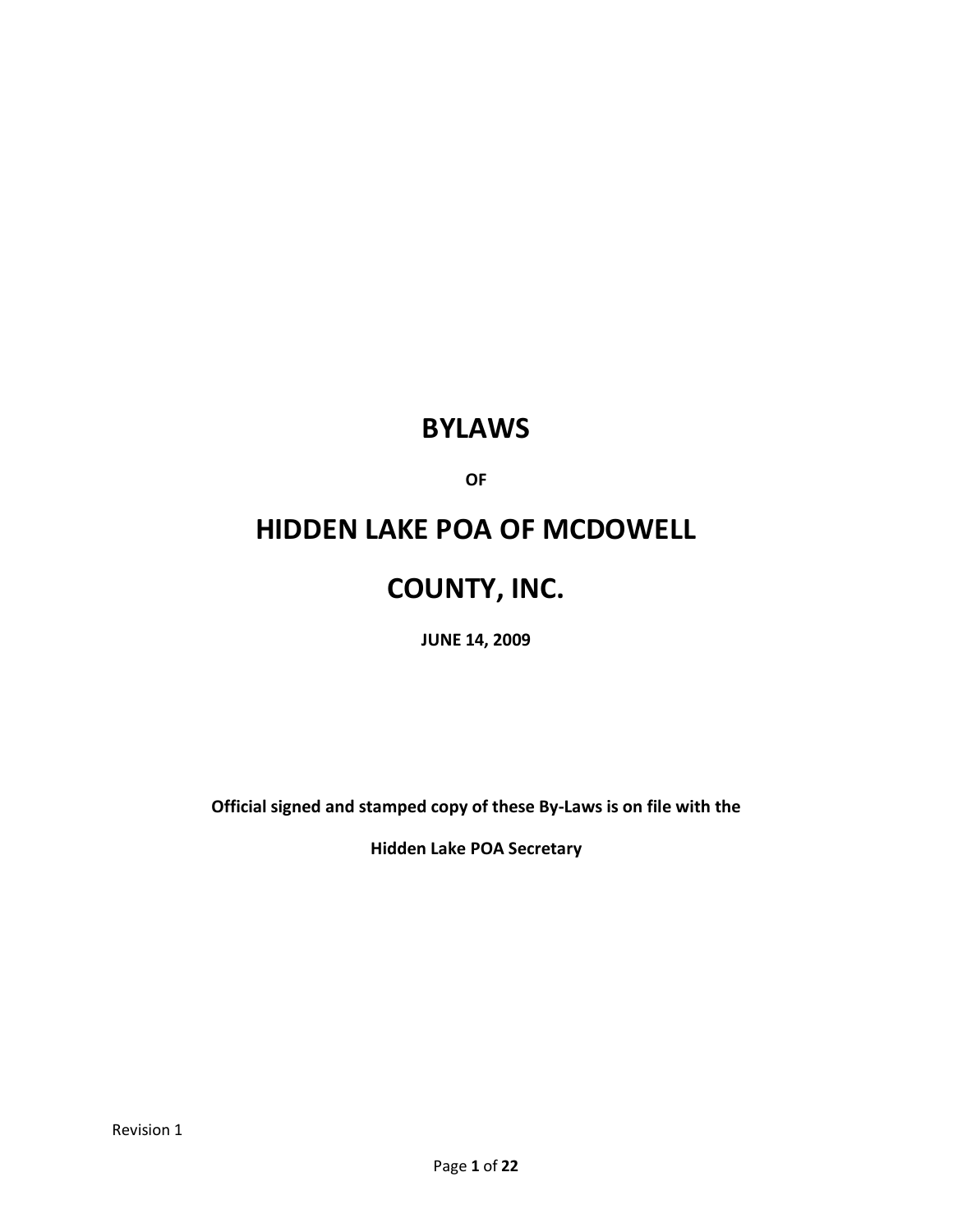# BYLAWS

**OF**

# HIDDEN LAKE POA OF MCDOWELL COUNTY, INC.

**JUNE 14, 2009**

**Official signed and stamped copy of these By-Laws is on file with the Hidden Lake POA Secretary**

Revision 1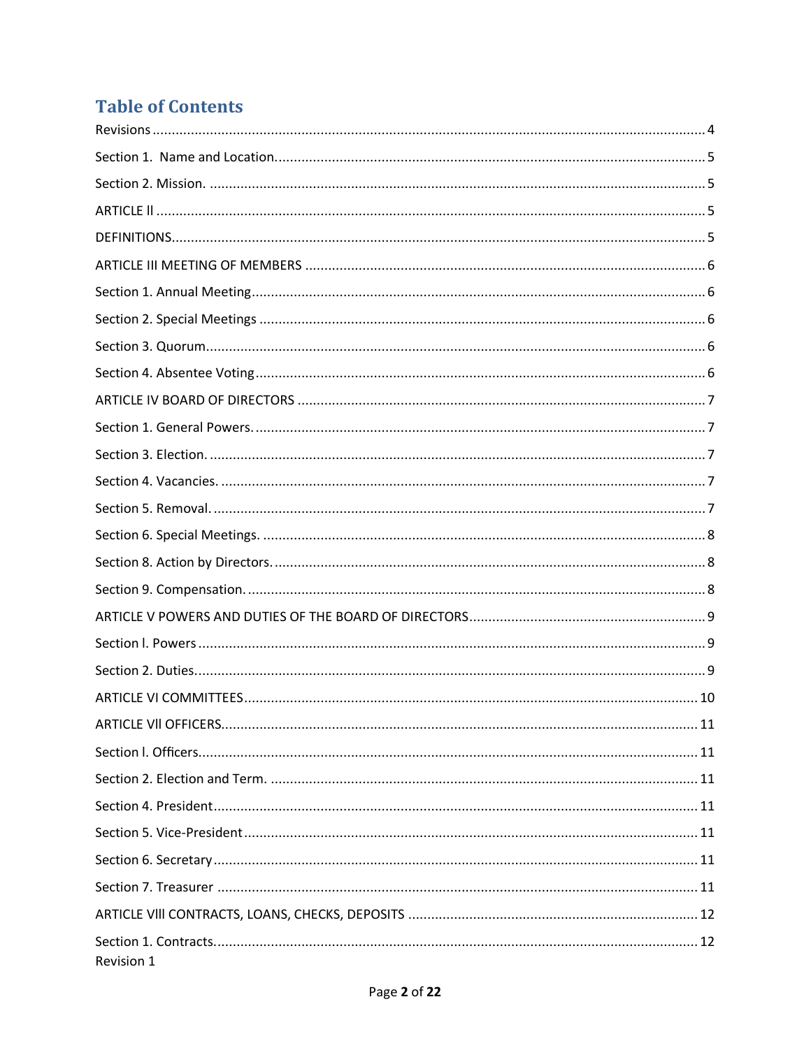## Table of Contents

Revisions ........................................................................................................................................ 4

Section 1. Name and Location. ........................................................................................................ 5

Section 2. Mission. ......................................................................................................................... 5

ARTICLE ll ....................................................................................................................................... 5

DEFINITIONS ................................................................................................................................... 5

ARTICLE III MEETING OF MEMBERS ................................................................................................ 6

Section 1. Annual Meeting ............................................................................................................... 6

Section 2. Special Meetings ............................................................................................................. 6

Section 3. Quorum ........................................................................................................................... 6

Section 4. Absentee Voting .............................................................................................................. 6

ARTICLE IV BOARD OF DIRECTORS ................................................................................................. 7

Section 1. General Powers. .............................................................................................................. 7

Section 3. Election. .......................................................................................................................... 7

Section 4. Vacancies. ....................................................................................................................... 7

Section 5. Removal. ......................................................................................................................... 7

Section 6. Special Meetings. ............................................................................................................ 8

Section 8. Action by Directors. ......................................................................................................... 8

Section 9. Compensation. ................................................................................................................ 8

ARTICLE V POWERS AND DUTIES OF THE BOARD OF DIRECTORS ..................................................... 9

Section l. Powers ............................................................................................................................. 9

Section 2. Duties. ............................................................................................................................. 9

ARTICLE VI COMMITTEES .............................................................................................................. 10

ARTICLE VIl OFFICERS .................................................................................................................... 11

Section l. Officers. ......................................................................................................................... 11

Section 2. Election and Term. ........................................................................................................ 11

Section 4. President ....................................................................................................................... 11

Section 5. Vice-President ............................................................................................................... 11

Section 6. Secretary ....................................................................................................................... 11

Section 7. Treasurer ....................................................................................................................... 11

ARTICLE VIll CONTRACTS, LOANS, CHECKS, DEPOSITS ................................................................... 12

Section 1. Contracts. ...................................................................................................................... 12

Revision 1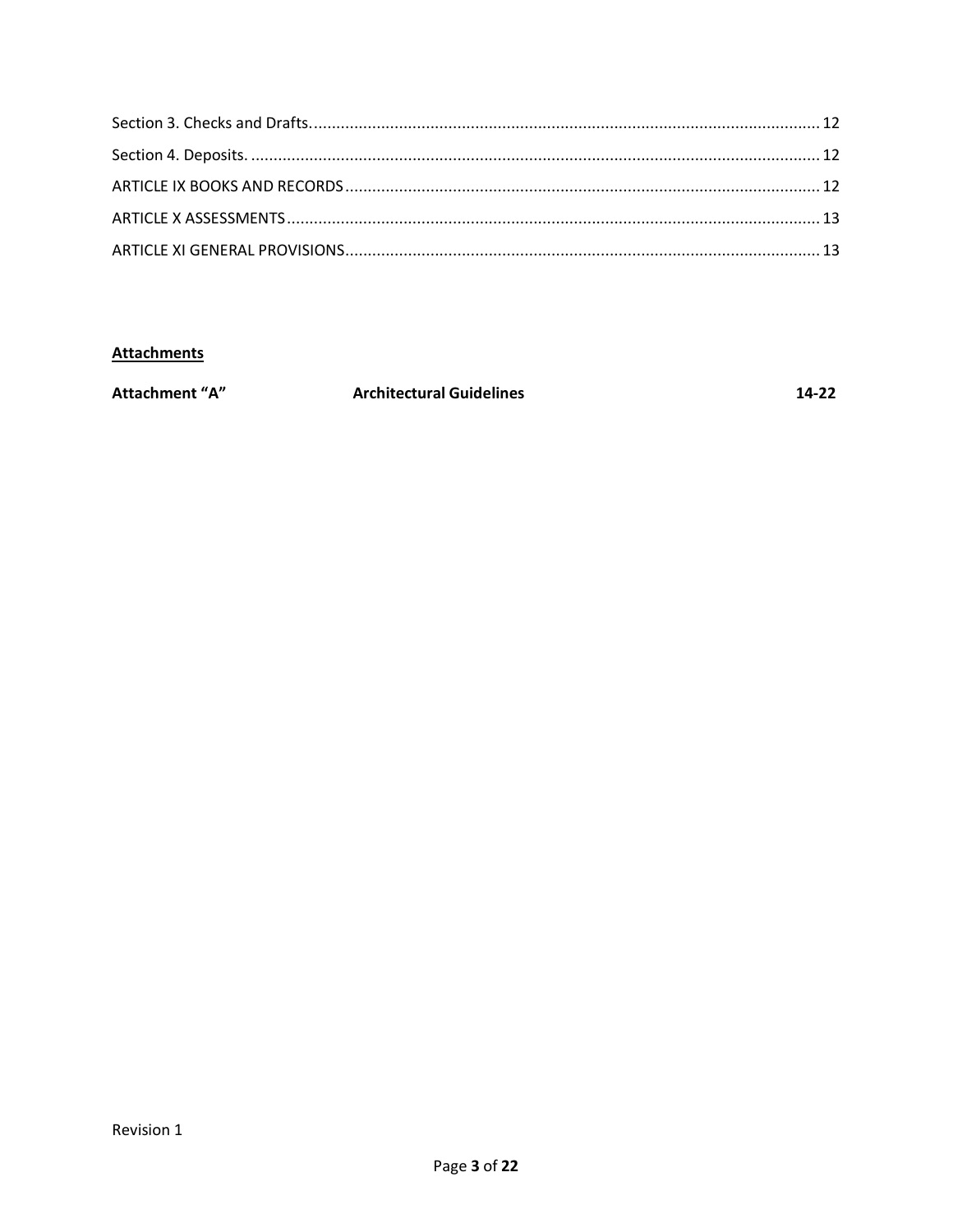Section 3. Checks and Drafts. .......... 12

Section 4. Deposits. .......... 12

ARTICLE IX BOOKS AND RECORDS .......... 12

ARTICLE X ASSESSMENTS .......... 13

ARTICLE XI GENERAL PROVISIONS .......... 13

**Attachments**

| | | |
|---|---|---|
| **Attachment "A"** | **Architectural Guidelines** | **14-22** |

Revision 1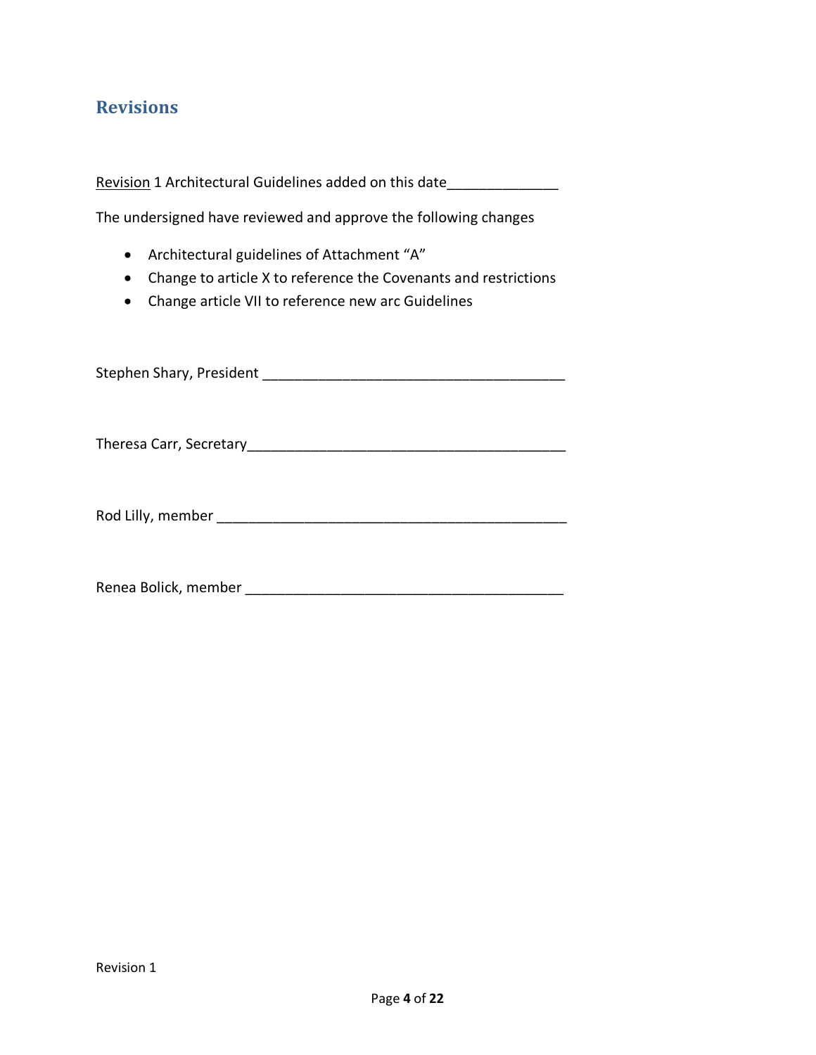## Revisions

Revision 1 Architectural Guidelines added on this date______________

The undersigned have reviewed and approve the following changes

- Architectural guidelines of Attachment "A"
- Change to article X to reference the Covenants and restrictions
- Change article VII to reference new arc Guidelines

Stephen Shary, President ______________________________________

Theresa Carr, Secretary________________________________________

Rod Lilly, member _____________________________________________

Renea Bolick, member _________________________________________

Revision 1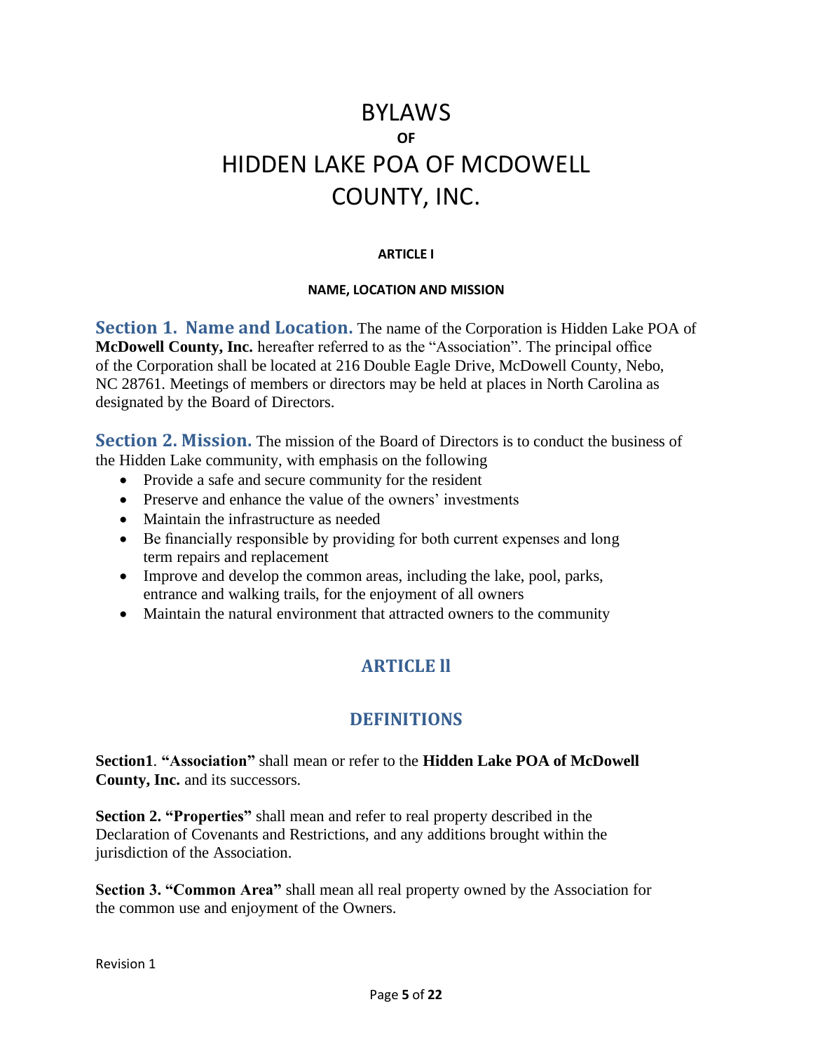# BYLAWS

**OF**

# HIDDEN LAKE POA OF MCDOWELL COUNTY, INC.

## ARTICLE I

### NAME, LOCATION AND MISSION

**Section 1. Name and Location.** The name of the Corporation is Hidden Lake POA of **McDowell County, Inc.** hereafter referred to as the "Association". The principal office of the Corporation shall be located at 216 Double Eagle Drive, McDowell County, Nebo, NC 28761. Meetings of members or directors may be held at places in North Carolina as designated by the Board of Directors.

**Section 2. Mission.** The mission of the Board of Directors is to conduct the business of the Hidden Lake community, with emphasis on the following

- Provide a safe and secure community for the resident
- Preserve and enhance the value of the owners' investments
- Maintain the infrastructure as needed
- Be financially responsible by providing for both current expenses and long term repairs and replacement
- Improve and develop the common areas, including the lake, pool, parks, entrance and walking trails, for the enjoyment of all owners
- Maintain the natural environment that attracted owners to the community

## ARTICLE ll

## DEFINITIONS

**Section1**. **"Association"** shall mean or refer to the **Hidden Lake POA of McDowell County, Inc.** and its successors.

**Section 2. "Properties"** shall mean and refer to real property described in the Declaration of Covenants and Restrictions, and any additions brought within the jurisdiction of the Association.

**Section 3. "Common Area"** shall mean all real property owned by the Association for the common use and enjoyment of the Owners.

Revision 1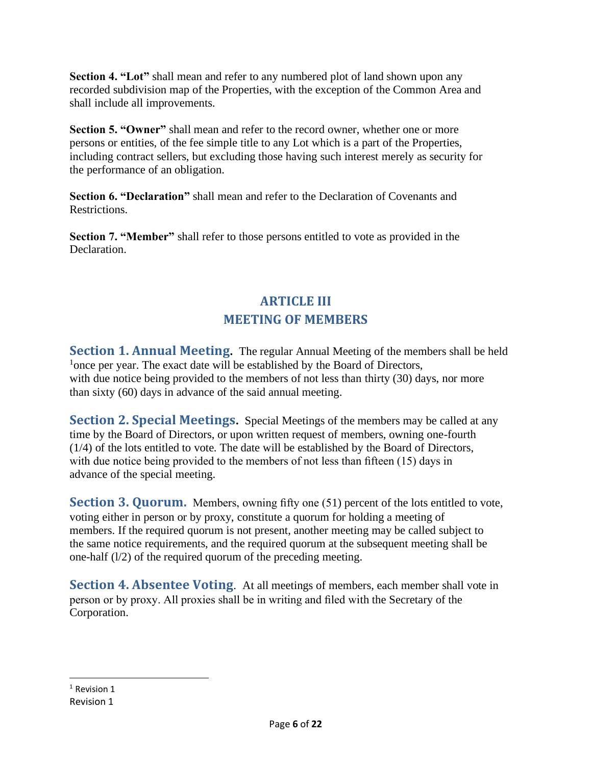**Section 4. "Lot"** shall mean and refer to any numbered plot of land shown upon any recorded subdivision map of the Properties, with the exception of the Common Area and shall include all improvements.

**Section 5. "Owner"** shall mean and refer to the record owner, whether one or more persons or entities, of the fee simple title to any Lot which is a part of the Properties, including contract sellers, but excluding those having such interest merely as security for the performance of an obligation.

**Section 6. "Declaration"** shall mean and refer to the Declaration of Covenants and Restrictions.

**Section 7. "Member"** shall refer to those persons entitled to vote as provided in the Declaration.

## ARTICLE III
## MEETING OF MEMBERS

**Section 1. Annual Meeting.** The regular Annual Meeting of the members shall be held [1]once per year. The exact date will be established by the Board of Directors, with due notice being provided to the members of not less than thirty (30) days, nor more than sixty (60) days in advance of the said annual meeting.

**Section 2. Special Meetings.** Special Meetings of the members may be called at any time by the Board of Directors, or upon written request of members, owning one-fourth (1/4) of the lots entitled to vote. The date will be established by the Board of Directors, with due notice being provided to the members of not less than fifteen (15) days in advance of the special meeting.

**Section 3. Quorum.** Members, owning fifty one (51) percent of the lots entitled to vote, voting either in person or by proxy, constitute a quorum for holding a meeting of members. If the required quorum is not present, another meeting may be called subject to the same notice requirements, and the required quorum at the subsequent meeting shall be one-half (l/2) of the required quorum of the preceding meeting.

**Section 4. Absentee Voting**. At all meetings of members, each member shall vote in person or by proxy. All proxies shall be in writing and filed with the Secretary of the Corporation.

---

[1] Revision 1

Revision 1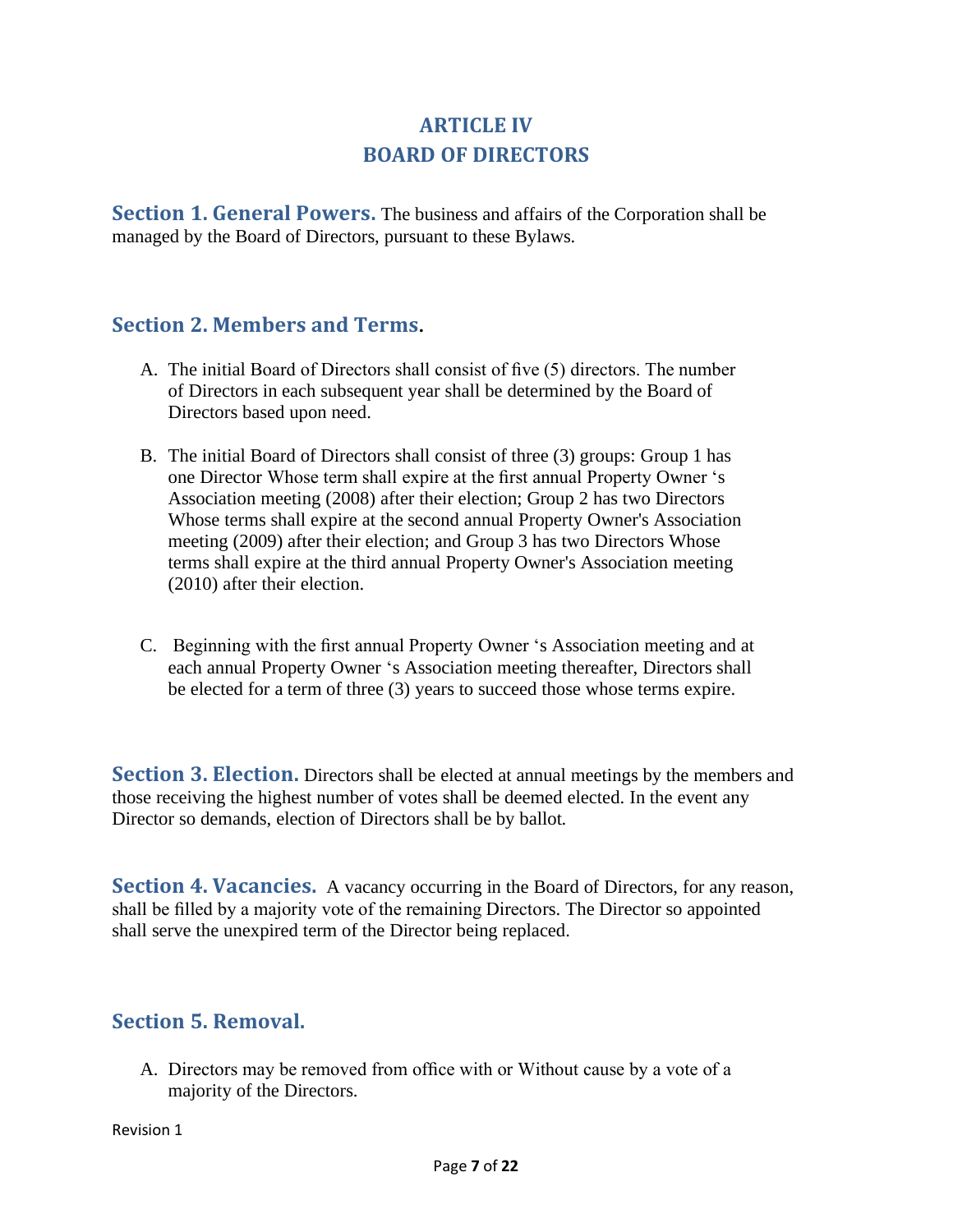# ARTICLE IV
# BOARD OF DIRECTORS

**Section 1. General Powers.** The business and affairs of the Corporation shall be managed by the Board of Directors, pursuant to these Bylaws.

## Section 2. Members and Terms.

A. The initial Board of Directors shall consist of five (5) directors. The number of Directors in each subsequent year shall be determined by the Board of Directors based upon need.

B. The initial Board of Directors shall consist of three (3) groups: Group 1 has one Director Whose term shall expire at the first annual Property Owner 's Association meeting (2008) after their election; Group 2 has two Directors Whose terms shall expire at the second annual Property Owner's Association meeting (2009) after their election; and Group 3 has two Directors Whose terms shall expire at the third annual Property Owner's Association meeting (2010) after their election.

C. Beginning with the first annual Property Owner 's Association meeting and at each annual Property Owner 's Association meeting thereafter, Directors shall be elected for a term of three (3) years to succeed those whose terms expire.

**Section 3. Election.** Directors shall be elected at annual meetings by the members and those receiving the highest number of votes shall be deemed elected. In the event any Director so demands, election of Directors shall be by ballot.

**Section 4. Vacancies.** A vacancy occurring in the Board of Directors, for any reason, shall be filled by a majority vote of the remaining Directors. The Director so appointed shall serve the unexpired term of the Director being replaced.

## Section 5. Removal.

A. Directors may be removed from office with or Without cause by a vote of a majority of the Directors.

Revision 1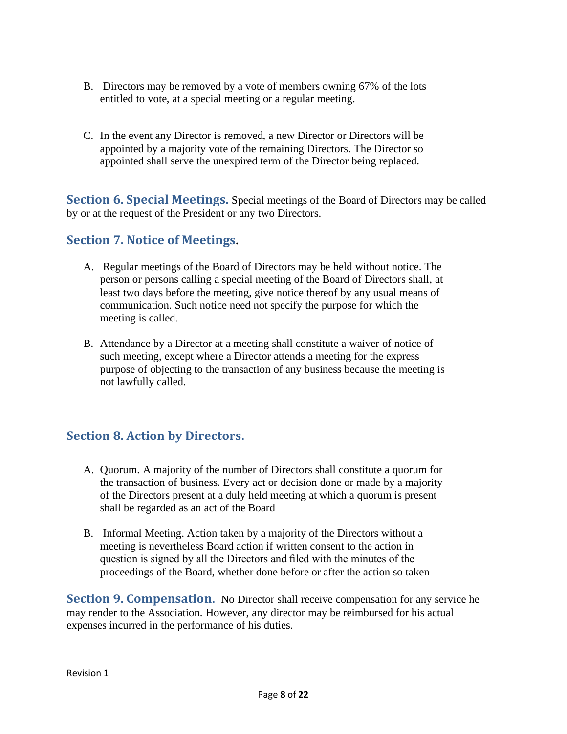B. Directors may be removed by a vote of members owning 67% of the lots entitled to vote, at a special meeting or a regular meeting.

C. In the event any Director is removed, a new Director or Directors will be appointed by a majority vote of the remaining Directors. The Director so appointed shall serve the unexpired term of the Director being replaced.

**Section 6. Special Meetings.** Special meetings of the Board of Directors may be called by or at the request of the President or any two Directors.

## Section 7. Notice of Meetings.

A. Regular meetings of the Board of Directors may be held without notice. The person or persons calling a special meeting of the Board of Directors shall, at least two days before the meeting, give notice thereof by any usual means of communication. Such notice need not specify the purpose for which the meeting is called.

B. Attendance by a Director at a meeting shall constitute a waiver of notice of such meeting, except where a Director attends a meeting for the express purpose of objecting to the transaction of any business because the meeting is not lawfully called.

## Section 8. Action by Directors.

A. Quorum. A majority of the number of Directors shall constitute a quorum for the transaction of business. Every act or decision done or made by a majority of the Directors present at a duly held meeting at which a quorum is present shall be regarded as an act of the Board

B. Informal Meeting. Action taken by a majority of the Directors without a meeting is nevertheless Board action if written consent to the action in question is signed by all the Directors and filed with the minutes of the proceedings of the Board, whether done before or after the action so taken

**Section 9. Compensation.** No Director shall receive compensation for any service he may render to the Association. However, any director may be reimbursed for his actual expenses incurred in the performance of his duties.

Revision 1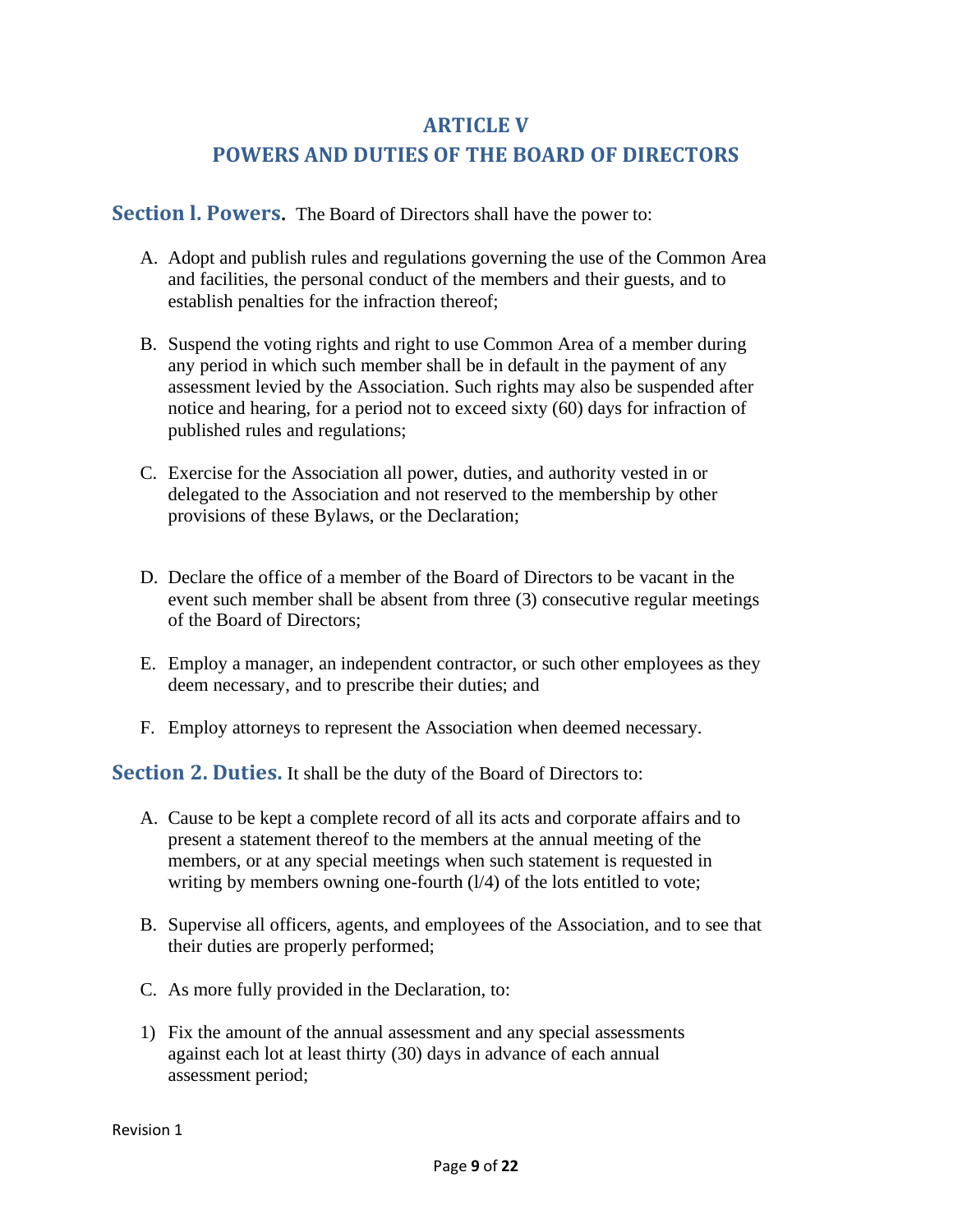# ARTICLE V
# POWERS AND DUTIES OF THE BOARD OF DIRECTORS

**Section l. Powers.** The Board of Directors shall have the power to:

A. Adopt and publish rules and regulations governing the use of the Common Area and facilities, the personal conduct of the members and their guests, and to establish penalties for the infraction thereof;

B. Suspend the voting rights and right to use Common Area of a member during any period in which such member shall be in default in the payment of any assessment levied by the Association. Such rights may also be suspended after notice and hearing, for a period not to exceed sixty (60) days for infraction of published rules and regulations;

C. Exercise for the Association all power, duties, and authority vested in or delegated to the Association and not reserved to the membership by other provisions of these Bylaws, or the Declaration;

D. Declare the office of a member of the Board of Directors to be vacant in the event such member shall be absent from three (3) consecutive regular meetings of the Board of Directors;

E. Employ a manager, an independent contractor, or such other employees as they deem necessary, and to prescribe their duties; and

F. Employ attorneys to represent the Association when deemed necessary.

**Section 2. Duties.** It shall be the duty of the Board of Directors to:

A. Cause to be kept a complete record of all its acts and corporate affairs and to present a statement thereof to the members at the annual meeting of the members, or at any special meetings when such statement is requested in writing by members owning one-fourth (l/4) of the lots entitled to vote;

B. Supervise all officers, agents, and employees of the Association, and to see that their duties are properly performed;

C. As more fully provided in the Declaration, to:

1) Fix the amount of the annual assessment and any special assessments against each lot at least thirty (30) days in advance of each annual assessment period;

Revision 1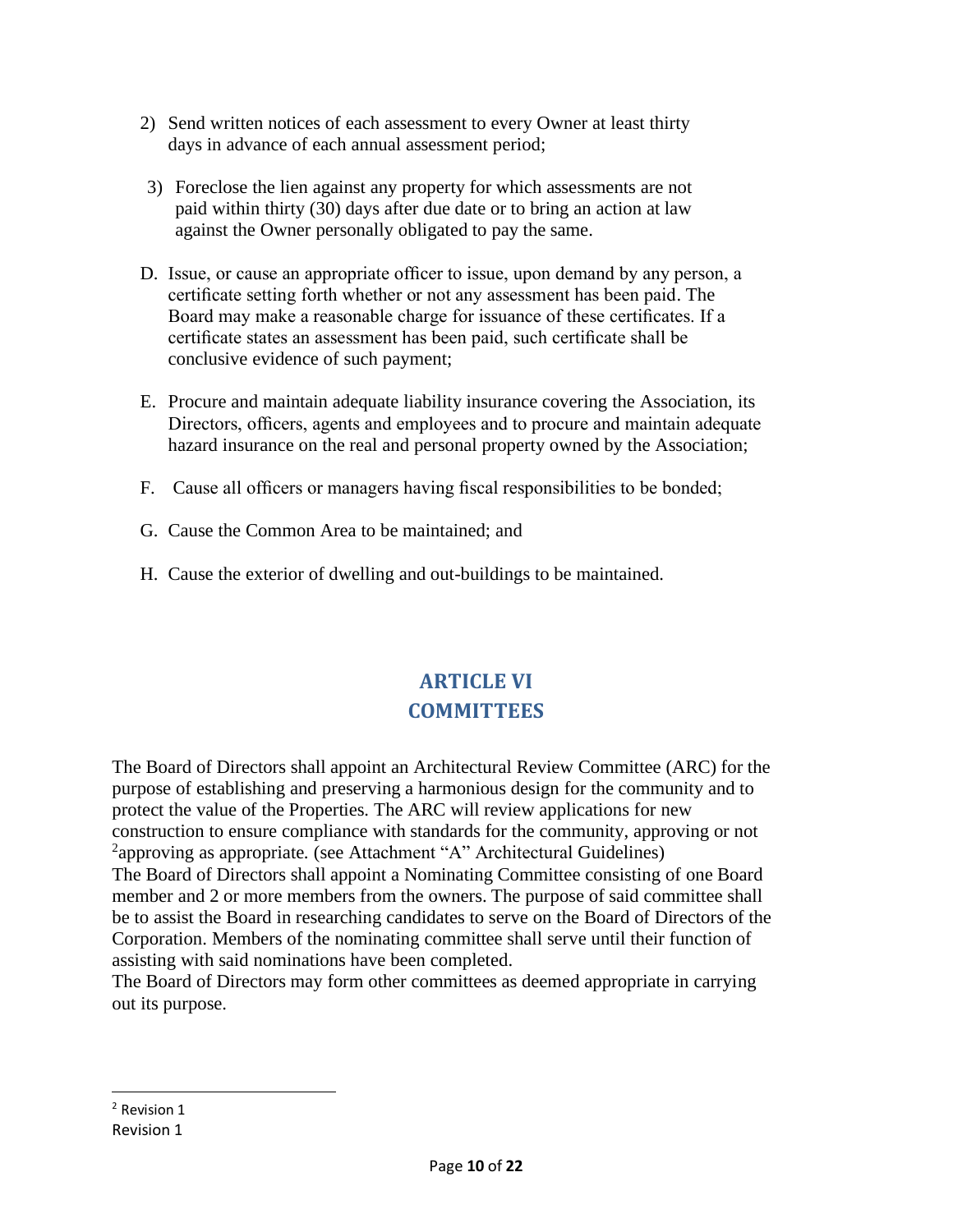2) Send written notices of each assessment to every Owner at least thirty days in advance of each annual assessment period;

3) Foreclose the lien against any property for which assessments are not paid within thirty (30) days after due date or to bring an action at law against the Owner personally obligated to pay the same.

D. Issue, or cause an appropriate officer to issue, upon demand by any person, a certificate setting forth whether or not any assessment has been paid. The Board may make a reasonable charge for issuance of these certificates. If a certificate states an assessment has been paid, such certificate shall be conclusive evidence of such payment;

E. Procure and maintain adequate liability insurance covering the Association, its Directors, officers, agents and employees and to procure and maintain adequate hazard insurance on the real and personal property owned by the Association;

F. Cause all officers or managers having fiscal responsibilities to be bonded;

G. Cause the Common Area to be maintained; and

H. Cause the exterior of dwelling and out-buildings to be maintained.

## ARTICLE VI
## COMMITTEES

The Board of Directors shall appoint an Architectural Review Committee (ARC) for the purpose of establishing and preserving a harmonious design for the community and to protect the value of the Properties. The ARC will review applications for new construction to ensure compliance with standards for the community, approving or not [2]approving as appropriate. (see Attachment "A" Architectural Guidelines)
The Board of Directors shall appoint a Nominating Committee consisting of one Board member and 2 or more members from the owners. The purpose of said committee shall be to assist the Board in researching candidates to serve on the Board of Directors of the Corporation. Members of the nominating committee shall serve until their function of assisting with said nominations have been completed.
The Board of Directors may form other committees as deemed appropriate in carrying out its purpose.

---

[2] Revision 1

Revision 1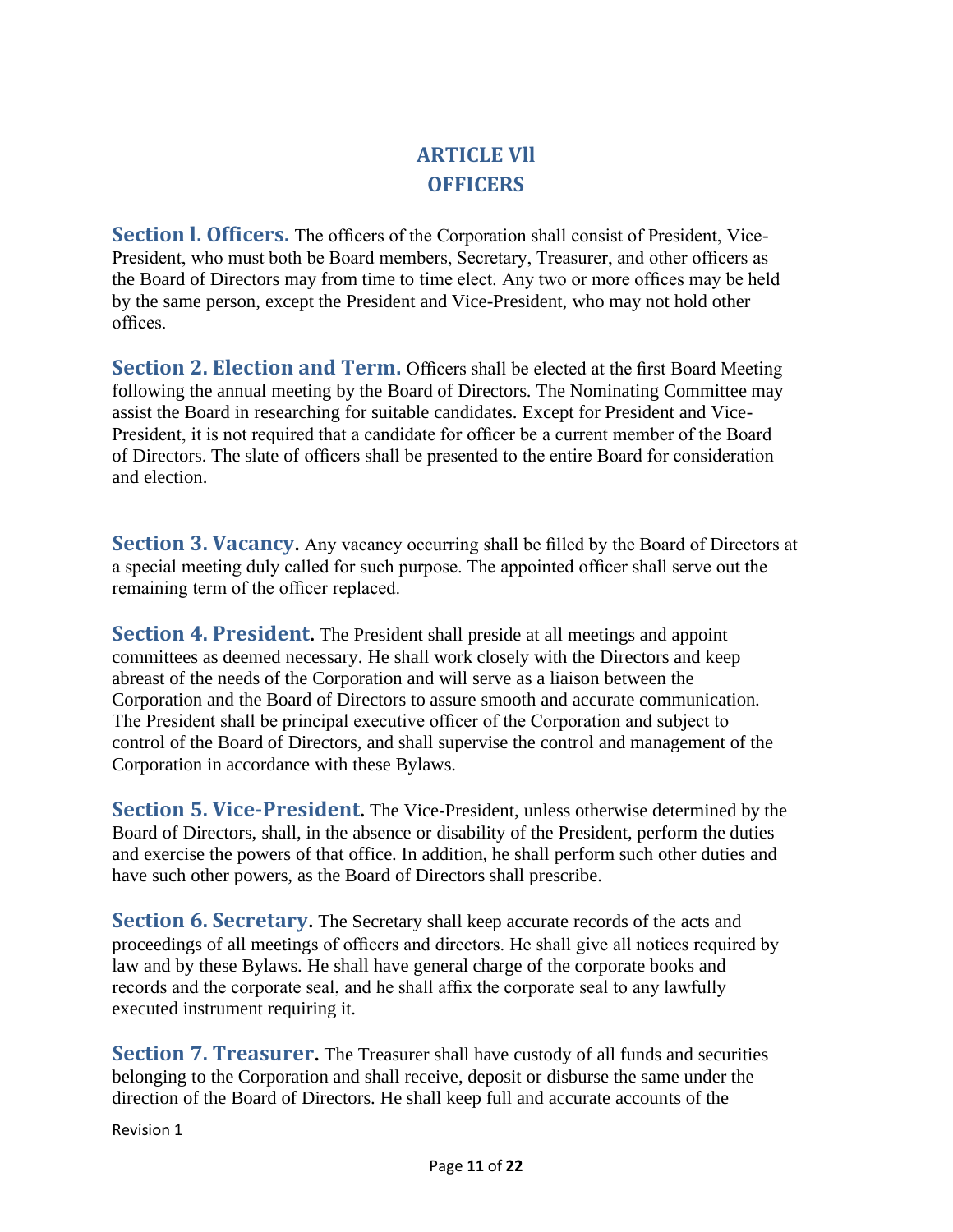# ARTICLE Vll
# OFFICERS

**Section l. Officers.** The officers of the Corporation shall consist of President, Vice-President, who must both be Board members, Secretary, Treasurer, and other officers as the Board of Directors may from time to time elect. Any two or more offices may be held by the same person, except the President and Vice-President, who may not hold other offices.

**Section 2. Election and Term.** Officers shall be elected at the first Board Meeting following the annual meeting by the Board of Directors. The Nominating Committee may assist the Board in researching for suitable candidates. Except for President and Vice-President, it is not required that a candidate for officer be a current member of the Board of Directors. The slate of officers shall be presented to the entire Board for consideration and election.

**Section 3. Vacancy.** Any vacancy occurring shall be filled by the Board of Directors at a special meeting duly called for such purpose. The appointed officer shall serve out the remaining term of the officer replaced.

**Section 4. President.** The President shall preside at all meetings and appoint committees as deemed necessary. He shall work closely with the Directors and keep abreast of the needs of the Corporation and will serve as a liaison between the Corporation and the Board of Directors to assure smooth and accurate communication. The President shall be principal executive officer of the Corporation and subject to control of the Board of Directors, and shall supervise the control and management of the Corporation in accordance with these Bylaws.

**Section 5. Vice-President.** The Vice-President, unless otherwise determined by the Board of Directors, shall, in the absence or disability of the President, perform the duties and exercise the powers of that office. In addition, he shall perform such other duties and have such other powers, as the Board of Directors shall prescribe.

**Section 6. Secretary.** The Secretary shall keep accurate records of the acts and proceedings of all meetings of officers and directors. He shall give all notices required by law and by these Bylaws. He shall have general charge of the corporate books and records and the corporate seal, and he shall affix the corporate seal to any lawfully executed instrument requiring it.

**Section 7. Treasurer.** The Treasurer shall have custody of all funds and securities belonging to the Corporation and shall receive, deposit or disburse the same under the direction of the Board of Directors. He shall keep full and accurate accounts of the

Revision 1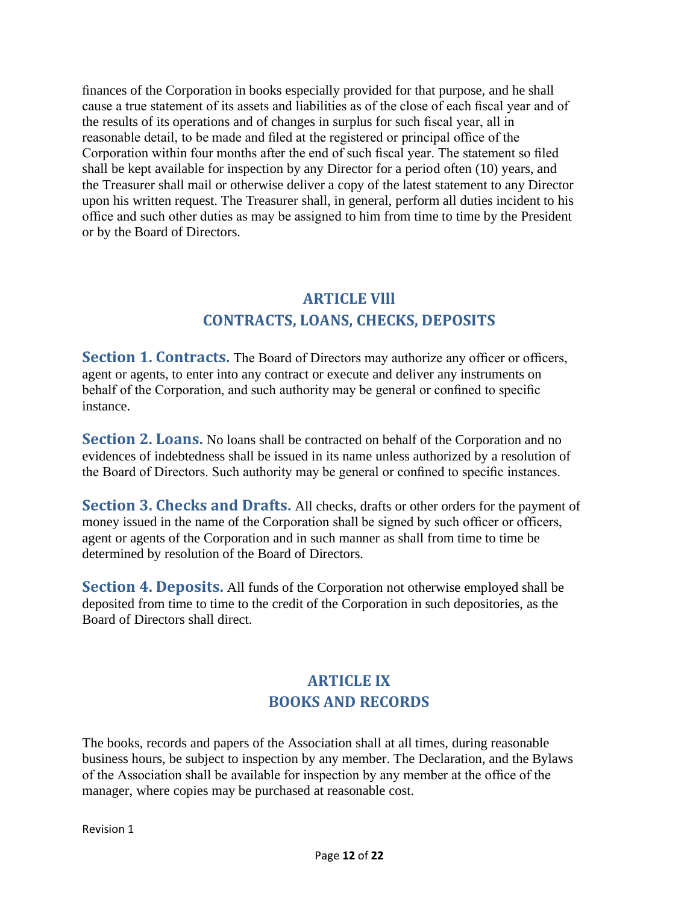finances of the Corporation in books especially provided for that purpose, and he shall cause a true statement of its assets and liabilities as of the close of each fiscal year and of the results of its operations and of changes in surplus for such fiscal year, all in reasonable detail, to be made and filed at the registered or principal office of the Corporation within four months after the end of such fiscal year. The statement so filed shall be kept available for inspection by any Director for a period often (10) years, and the Treasurer shall mail or otherwise deliver a copy of the latest statement to any Director upon his written request. The Treasurer shall, in general, perform all duties incident to his office and such other duties as may be assigned to him from time to time by the President or by the Board of Directors.

## ARTICLE Vlll
## CONTRACTS, LOANS, CHECKS, DEPOSITS

**Section 1. Contracts.** The Board of Directors may authorize any officer or officers, agent or agents, to enter into any contract or execute and deliver any instruments on behalf of the Corporation, and such authority may be general or confined to specific instance.

**Section 2. Loans.** No loans shall be contracted on behalf of the Corporation and no evidences of indebtedness shall be issued in its name unless authorized by a resolution of the Board of Directors. Such authority may be general or confined to specific instances.

**Section 3. Checks and Drafts.** All checks, drafts or other orders for the payment of money issued in the name of the Corporation shall be signed by such officer or officers, agent or agents of the Corporation and in such manner as shall from time to time be determined by resolution of the Board of Directors.

**Section 4. Deposits.** All funds of the Corporation not otherwise employed shall be deposited from time to time to the credit of the Corporation in such depositories, as the Board of Directors shall direct.

## ARTICLE IX
## BOOKS AND RECORDS

The books, records and papers of the Association shall at all times, during reasonable business hours, be subject to inspection by any member. The Declaration, and the Bylaws of the Association shall be available for inspection by any member at the office of the manager, where copies may be purchased at reasonable cost.

Revision 1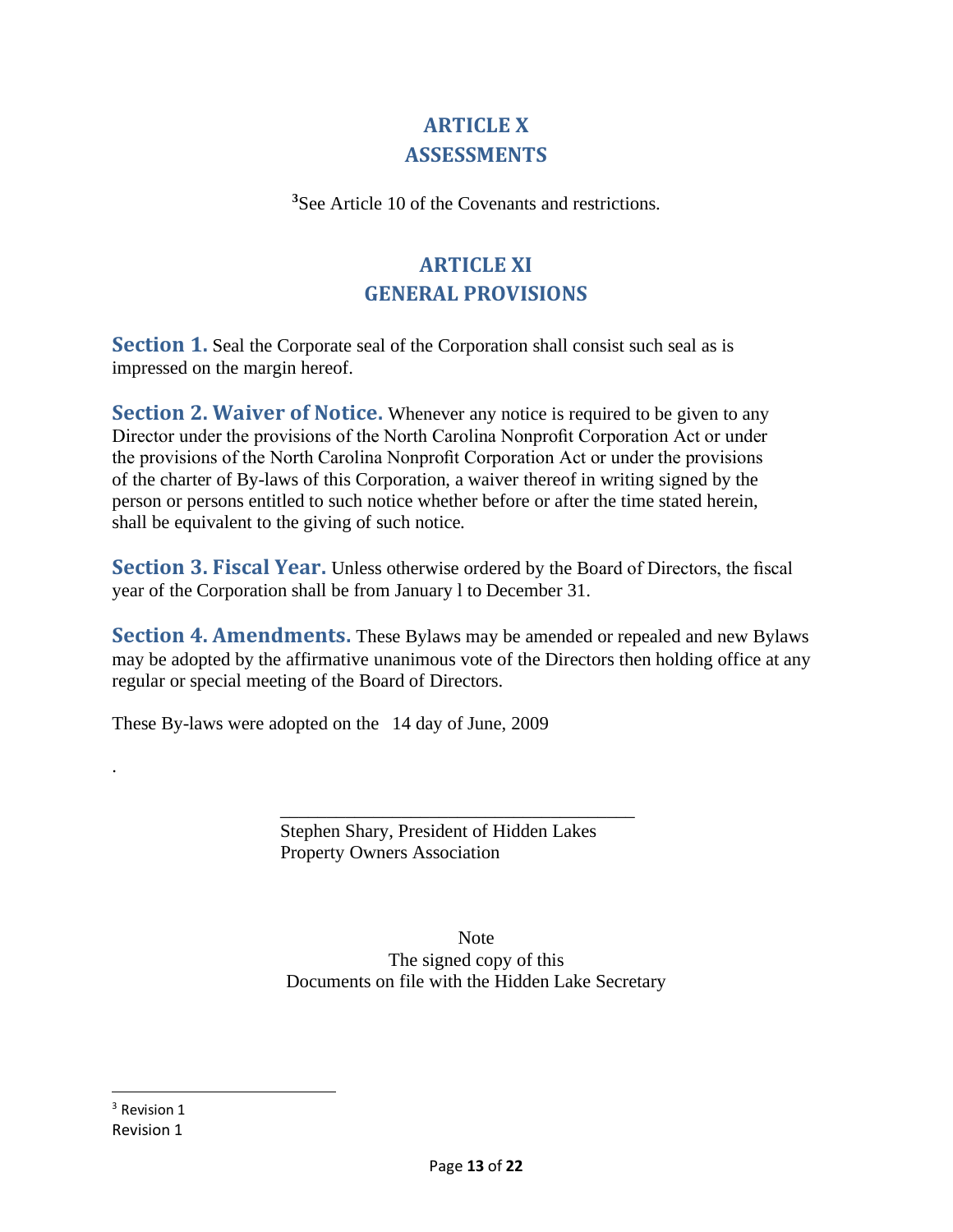# ARTICLE X
# ASSESSMENTS

[3]See Article 10 of the Covenants and restrictions.

# ARTICLE XI
# GENERAL PROVISIONS

**Section 1.** Seal the Corporate seal of the Corporation shall consist such seal as is impressed on the margin hereof.

**Section 2. Waiver of Notice.** Whenever any notice is required to be given to any Director under the provisions of the North Carolina Nonprofit Corporation Act or under the provisions of the North Carolina Nonprofit Corporation Act or under the provisions of the charter of By-laws of this Corporation, a waiver thereof in writing signed by the person or persons entitled to such notice whether before or after the time stated herein, shall be equivalent to the giving of such notice.

**Section 3. Fiscal Year.** Unless otherwise ordered by the Board of Directors, the fiscal year of the Corporation shall be from January l to December 31.

**Section 4. Amendments.** These Bylaws may be amended or repealed and new Bylaws may be adopted by the affirmative unanimous vote of the Directors then holding office at any regular or special meeting of the Board of Directors.

These By-laws were adopted on the 14 day of June, 2009

.

\_\_\_\_\_\_\_\_\_\_\_\_\_\_\_\_\_\_\_\_\_\_\_\_\_\_\_\_\_\_\_\_\_\_\_\_\_\_
Stephen Shary, President of Hidden Lakes
Property Owners Association

Note
The signed copy of this
Documents on file with the Hidden Lake Secretary

---

[3] Revision 1

Revision 1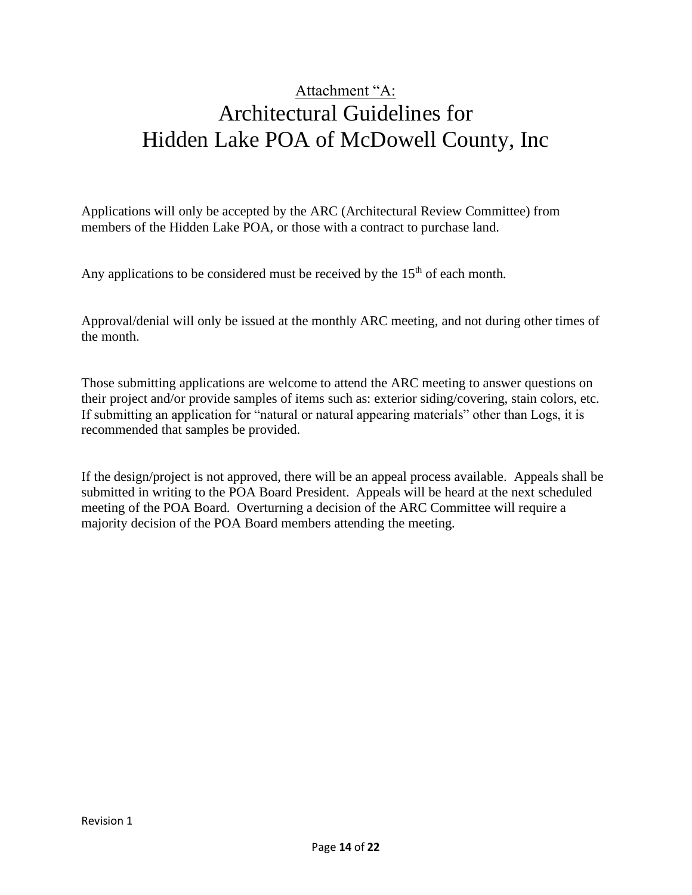Attachment "A:

# Architectural Guidelines for Hidden Lake POA of McDowell County, Inc

Applications will only be accepted by the ARC (Architectural Review Committee) from members of the Hidden Lake POA, or those with a contract to purchase land.

Any applications to be considered must be received by the 15th of each month.

Approval/denial will only be issued at the monthly ARC meeting, and not during other times of the month.

Those submitting applications are welcome to attend the ARC meeting to answer questions on their project and/or provide samples of items such as: exterior siding/covering, stain colors, etc. If submitting an application for "natural or natural appearing materials" other than Logs, it is recommended that samples be provided.

If the design/project is not approved, there will be an appeal process available. Appeals shall be submitted in writing to the POA Board President. Appeals will be heard at the next scheduled meeting of the POA Board. Overturning a decision of the ARC Committee will require a majority decision of the POA Board members attending the meeting.

Revision 1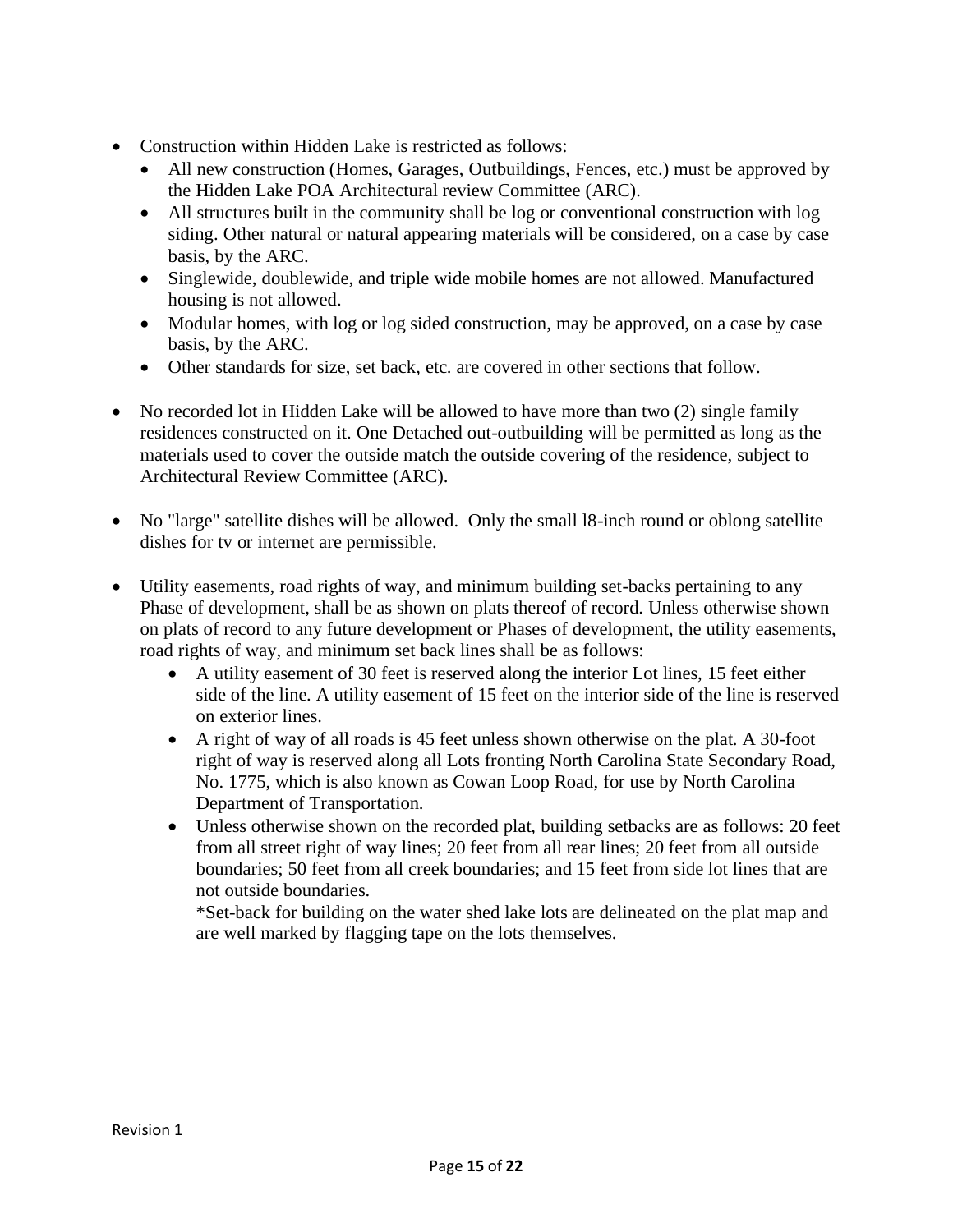- Construction within Hidden Lake is restricted as follows:
  - All new construction (Homes, Garages, Outbuildings, Fences, etc.) must be approved by the Hidden Lake POA Architectural review Committee (ARC).
  - All structures built in the community shall be log or conventional construction with log siding. Other natural or natural appearing materials will be considered, on a case by case basis, by the ARC.
  - Singlewide, doublewide, and triple wide mobile homes are not allowed. Manufactured housing is not allowed.
  - Modular homes, with log or log sided construction, may be approved, on a case by case basis, by the ARC.
  - Other standards for size, set back, etc. are covered in other sections that follow.

- No recorded lot in Hidden Lake will be allowed to have more than two (2) single family residences constructed on it. One Detached out-outbuilding will be permitted as long as the materials used to cover the outside match the outside covering of the residence, subject to Architectural Review Committee (ARC).

- No "large" satellite dishes will be allowed. Only the small l8-inch round or oblong satellite dishes for tv or internet are permissible.

- Utility easements, road rights of way, and minimum building set-backs pertaining to any Phase of development, shall be as shown on plats thereof of record. Unless otherwise shown on plats of record to any future development or Phases of development, the utility easements, road rights of way, and minimum set back lines shall be as follows:
  - A utility easement of 30 feet is reserved along the interior Lot lines, 15 feet either side of the line. A utility easement of 15 feet on the interior side of the line is reserved on exterior lines.
  - A right of way of all roads is 45 feet unless shown otherwise on the plat. A 30-foot right of way is reserved along all Lots fronting North Carolina State Secondary Road, No. 1775, which is also known as Cowan Loop Road, for use by North Carolina Department of Transportation.
  - Unless otherwise shown on the recorded plat, building setbacks are as follows: 20 feet from all street right of way lines; 20 feet from all rear lines; 20 feet from all outside boundaries; 50 feet from all creek boundaries; and 15 feet from side lot lines that are not outside boundaries.

    *Set-back for building on the water shed lake lots are delineated on the plat map and are well marked by flagging tape on the lots themselves.

Revision 1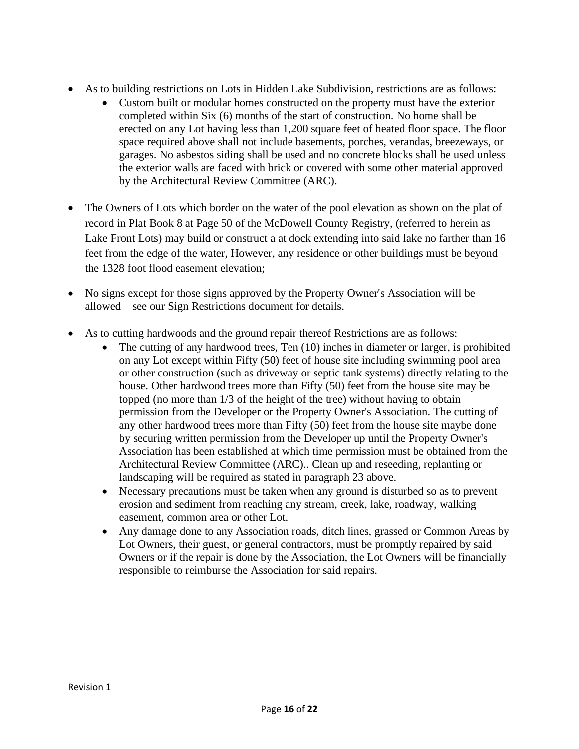- As to building restrictions on Lots in Hidden Lake Subdivision, restrictions are as follows:
  - Custom built or modular homes constructed on the property must have the exterior completed within Six (6) months of the start of construction. No home shall be erected on any Lot having less than 1,200 square feet of heated floor space. The floor space required above shall not include basements, porches, verandas, breezeways, or garages. No asbestos siding shall be used and no concrete blocks shall be used unless the exterior walls are faced with brick or covered with some other material approved by the Architectural Review Committee (ARC).

- The Owners of Lots which border on the water of the pool elevation as shown on the plat of record in Plat Book 8 at Page 50 of the McDowell County Registry, (referred to herein as Lake Front Lots) may build or construct a at dock extending into said lake no farther than 16 feet from the edge of the water, However, any residence or other buildings must be beyond the 1328 foot flood easement elevation;

- No signs except for those signs approved by the Property Owner's Association will be allowed – see our Sign Restrictions document for details.

- As to cutting hardwoods and the ground repair thereof Restrictions are as follows:
  - The cutting of any hardwood trees, Ten (10) inches in diameter or larger, is prohibited on any Lot except within Fifty (50) feet of house site including swimming pool area or other construction (such as driveway or septic tank systems) directly relating to the house. Other hardwood trees more than Fifty (50) feet from the house site may be topped (no more than 1/3 of the height of the tree) without having to obtain permission from the Developer or the Property Owner's Association. The cutting of any other hardwood trees more than Fifty (50) feet from the house site maybe done by securing written permission from the Developer up until the Property Owner's Association has been established at which time permission must be obtained from the Architectural Review Committee (ARC).. Clean up and reseeding, replanting or landscaping will be required as stated in paragraph 23 above.
  - Necessary precautions must be taken when any ground is disturbed so as to prevent erosion and sediment from reaching any stream, creek, lake, roadway, walking easement, common area or other Lot.
  - Any damage done to any Association roads, ditch lines, grassed or Common Areas by Lot Owners, their guest, or general contractors, must be promptly repaired by said Owners or if the repair is done by the Association, the Lot Owners will be financially responsible to reimburse the Association for said repairs.

Revision 1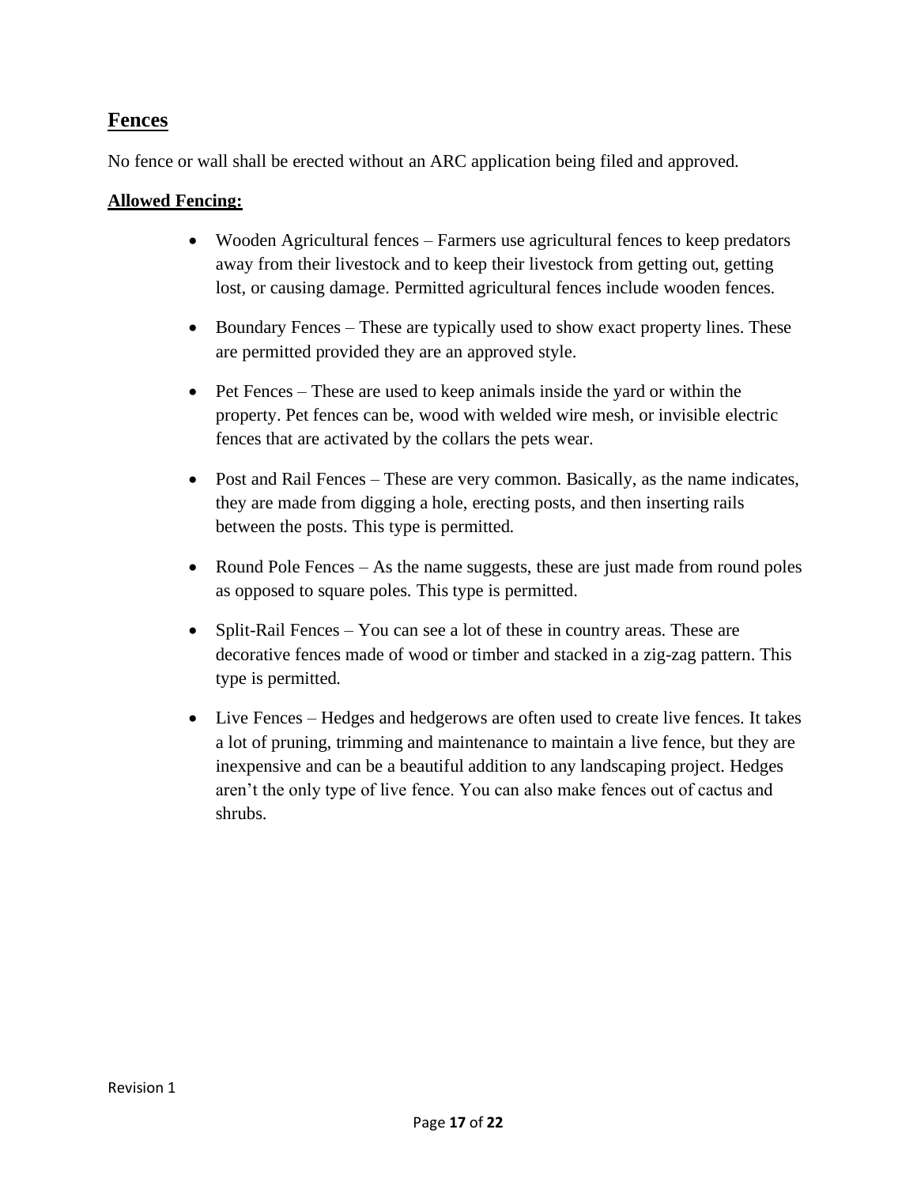## Fences

No fence or wall shall be erected without an ARC application being filed and approved.

**Allowed Fencing:**

- Wooden Agricultural fences – Farmers use agricultural fences to keep predators away from their livestock and to keep their livestock from getting out, getting lost, or causing damage. Permitted agricultural fences include wooden fences.
- Boundary Fences – These are typically used to show exact property lines. These are permitted provided they are an approved style.
- Pet Fences – These are used to keep animals inside the yard or within the property. Pet fences can be, wood with welded wire mesh, or invisible electric fences that are activated by the collars the pets wear.
- Post and Rail Fences – These are very common. Basically, as the name indicates, they are made from digging a hole, erecting posts, and then inserting rails between the posts. This type is permitted.
- Round Pole Fences – As the name suggests, these are just made from round poles as opposed to square poles. This type is permitted.
- Split-Rail Fences – You can see a lot of these in country areas. These are decorative fences made of wood or timber and stacked in a zig-zag pattern. This type is permitted.
- Live Fences – Hedges and hedgerows are often used to create live fences. It takes a lot of pruning, trimming and maintenance to maintain a live fence, but they are inexpensive and can be a beautiful addition to any landscaping project. Hedges aren't the only type of live fence. You can also make fences out of cactus and shrubs.

Revision 1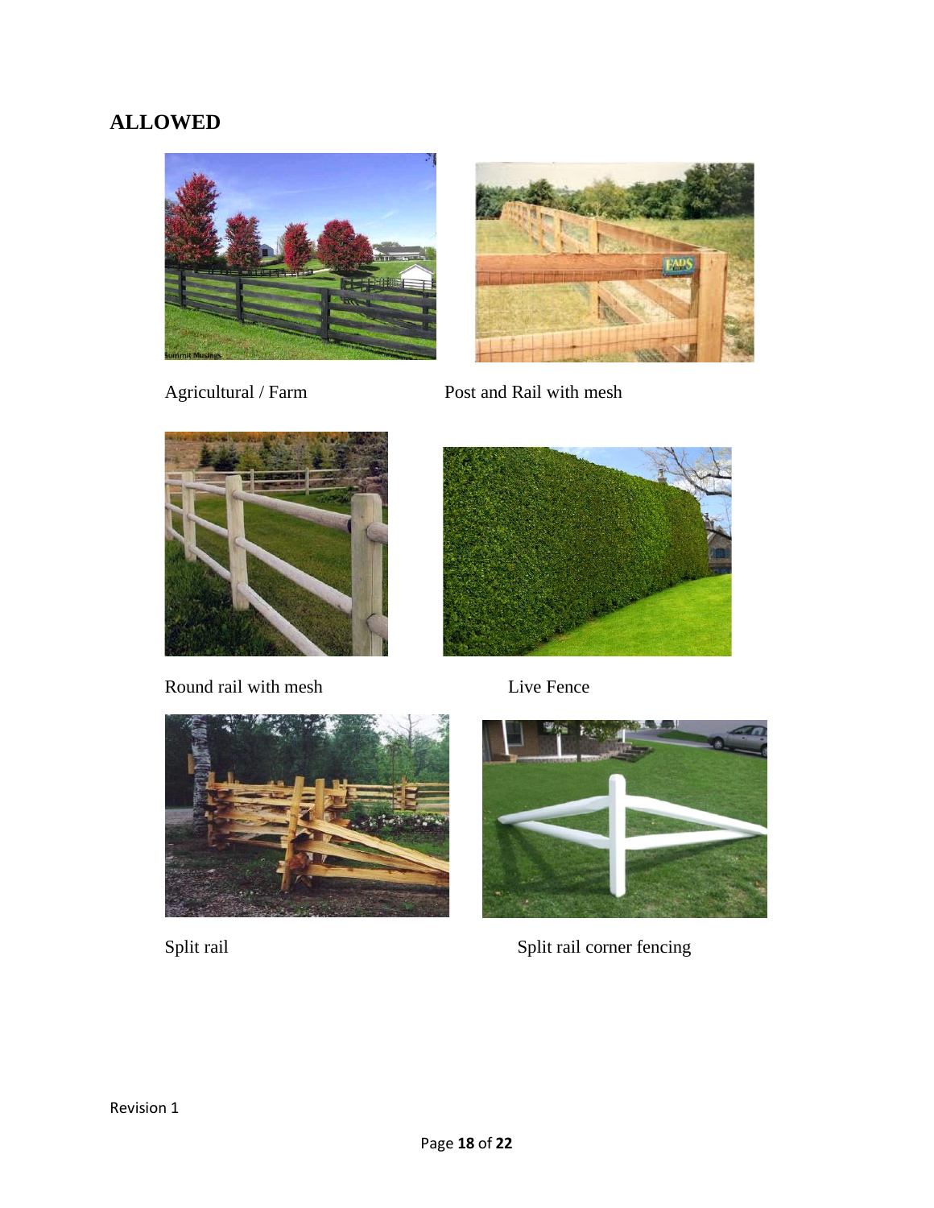## ALLOWED

Agricultural / Farm

Post and Rail with mesh

Round rail with mesh

Live Fence

Split rail

Split rail corner fencing

Revision 1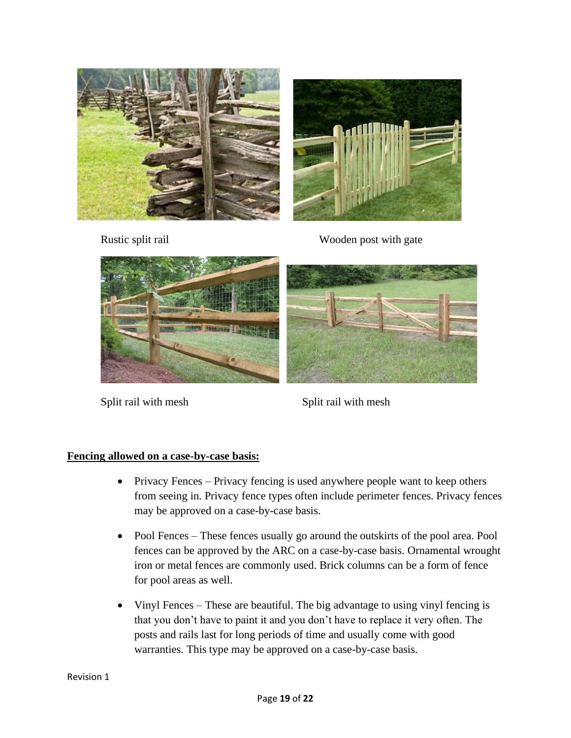Rustic split rail

Wooden post with gate

Split rail with mesh

Split rail with mesh

**Fencing allowed on a case-by-case basis:**

- Privacy Fences – Privacy fencing is used anywhere people want to keep others from seeing in. Privacy fence types often include perimeter fences. Privacy fences may be approved on a case-by-case basis.
- Pool Fences – These fences usually go around the outskirts of the pool area. Pool fences can be approved by the ARC on a case-by-case basis. Ornamental wrought iron or metal fences are commonly used. Brick columns can be a form of fence for pool areas as well.
- Vinyl Fences – These are beautiful. The big advantage to using vinyl fencing is that you don't have to paint it and you don't have to replace it very often. The posts and rails last for long periods of time and usually come with good warranties. This type may be approved on a case-by-case basis.

Revision 1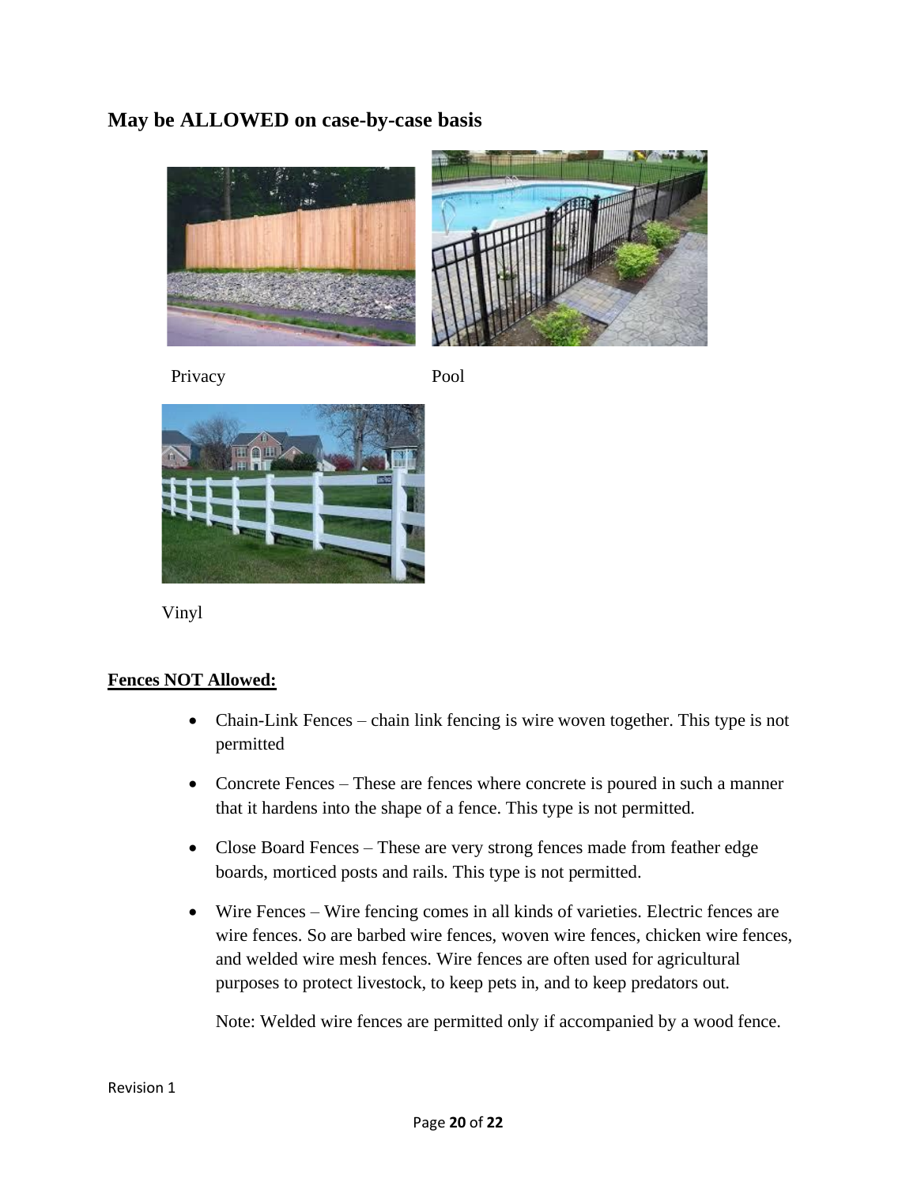## May be ALLOWED on case-by-case basis

Privacy

Pool

Vinyl

**Fences NOT Allowed:**

- Chain-Link Fences – chain link fencing is wire woven together. This type is not permitted
- Concrete Fences – These are fences where concrete is poured in such a manner that it hardens into the shape of a fence. This type is not permitted.
- Close Board Fences – These are very strong fences made from feather edge boards, morticed posts and rails. This type is not permitted.
- Wire Fences – Wire fencing comes in all kinds of varieties. Electric fences are wire fences. So are barbed wire fences, woven wire fences, chicken wire fences, and welded wire mesh fences. Wire fences are often used for agricultural purposes to protect livestock, to keep pets in, and to keep predators out.

  Note: Welded wire fences are permitted only if accompanied by a wood fence.

Revision 1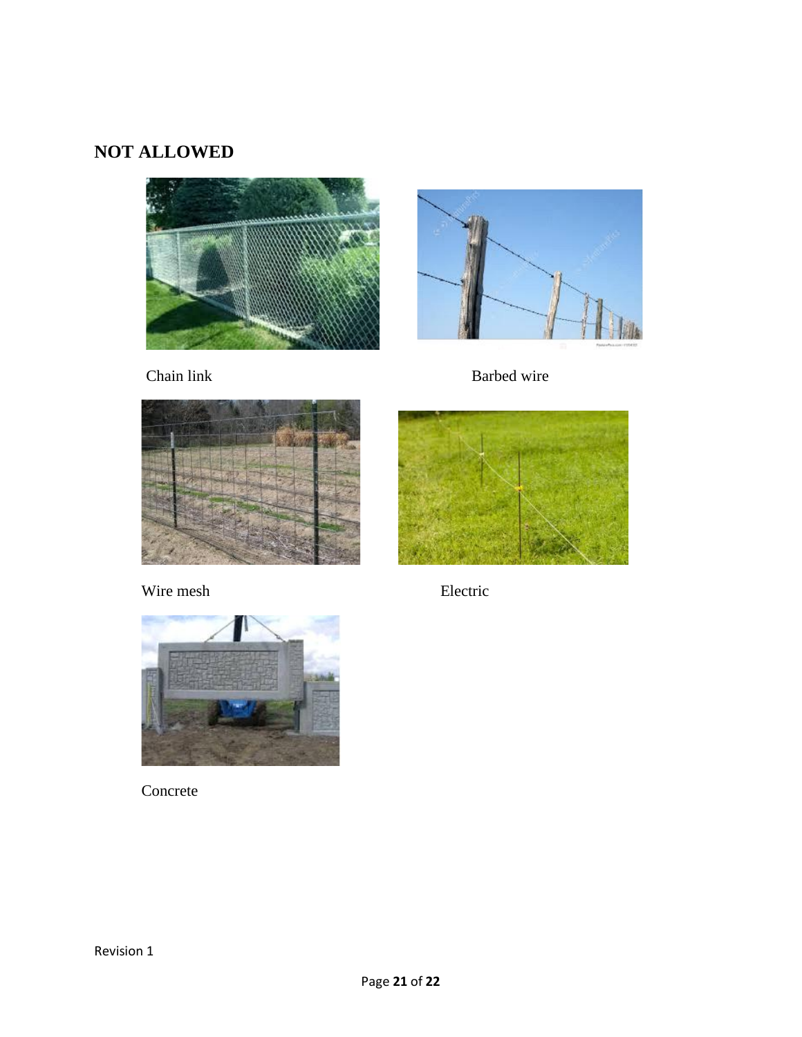## NOT ALLOWED

Chain link

Barbed wire

Wire mesh

Electric

Concrete

Revision 1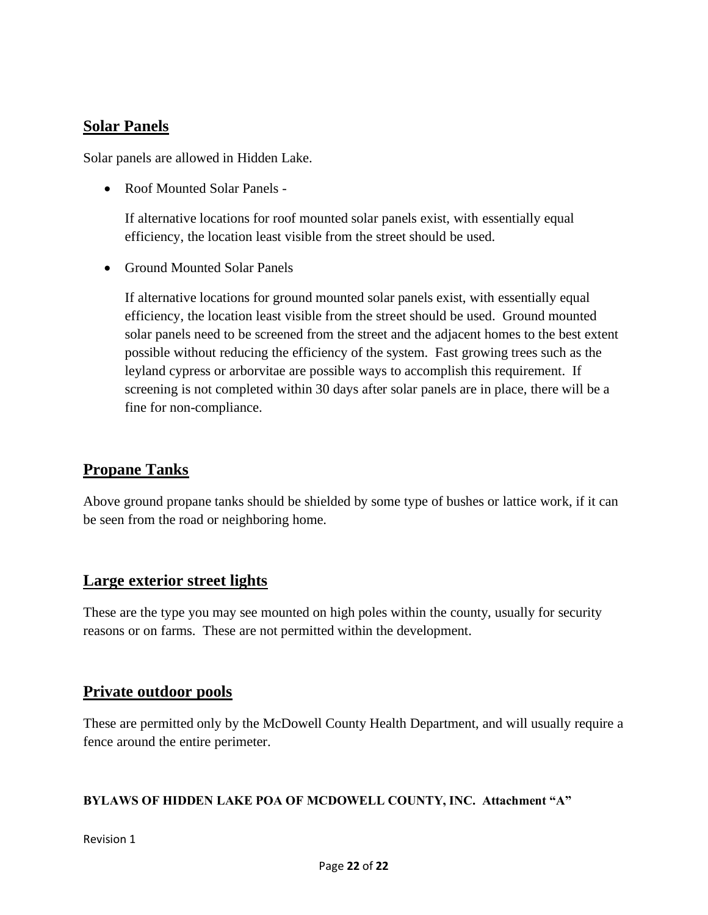## Solar Panels

Solar panels are allowed in Hidden Lake.

- Roof Mounted Solar Panels -

  If alternative locations for roof mounted solar panels exist, with essentially equal efficiency, the location least visible from the street should be used.

- Ground Mounted Solar Panels

  If alternative locations for ground mounted solar panels exist, with essentially equal efficiency, the location least visible from the street should be used. Ground mounted solar panels need to be screened from the street and the adjacent homes to the best extent possible without reducing the efficiency of the system. Fast growing trees such as the leyland cypress or arborvitae are possible ways to accomplish this requirement. If screening is not completed within 30 days after solar panels are in place, there will be a fine for non-compliance.

## Propane Tanks

Above ground propane tanks should be shielded by some type of bushes or lattice work, if it can be seen from the road or neighboring home.

## Large exterior street lights

These are the type you may see mounted on high poles within the county, usually for security reasons or on farms. These are not permitted within the development.

## Private outdoor pools

These are permitted only by the McDowell County Health Department, and will usually require a fence around the entire perimeter.

**BYLAWS OF HIDDEN LAKE POA OF MCDOWELL COUNTY, INC. Attachment "A"**

Revision 1